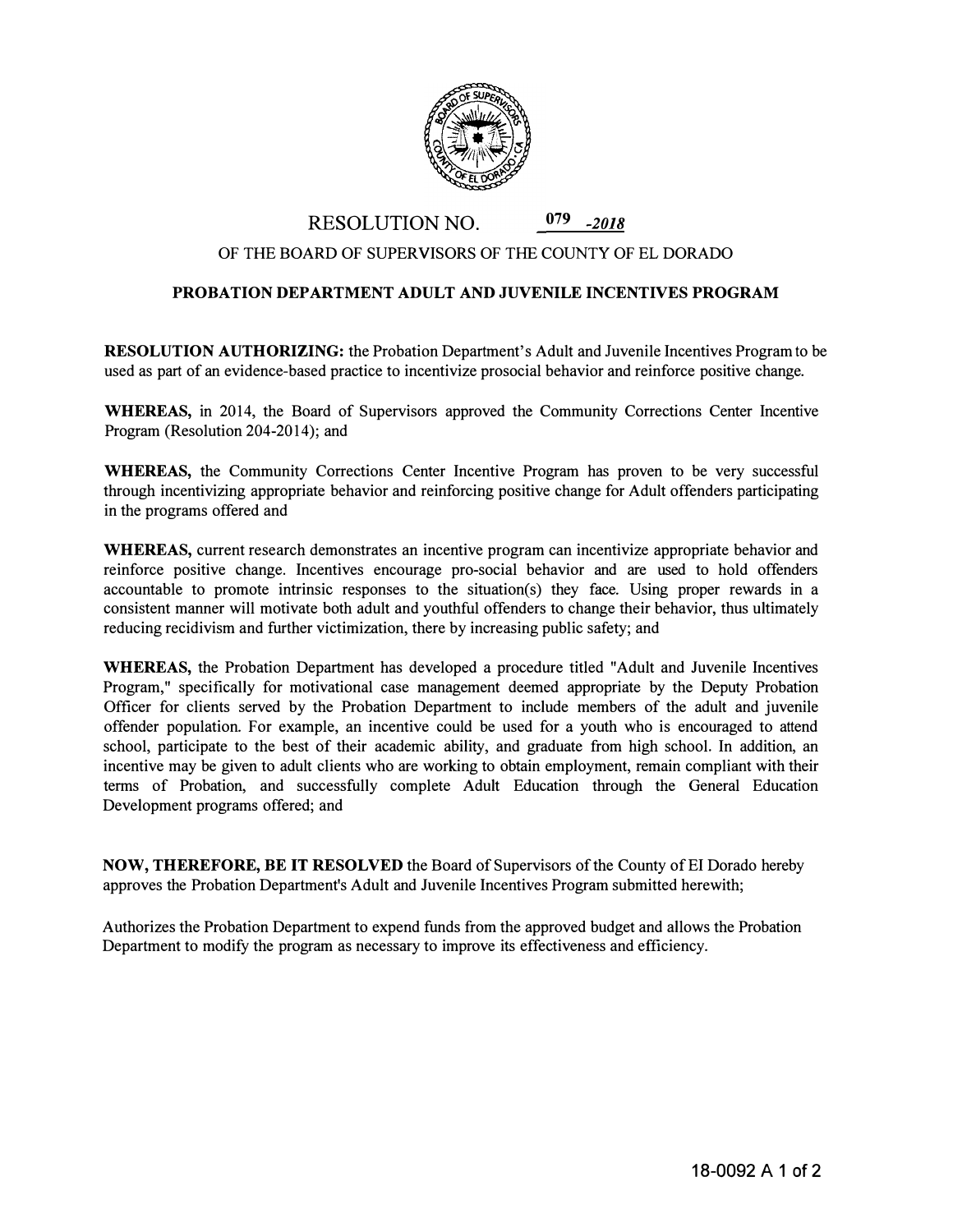# RESOLUTION NO. 079 -2018

## OF THE BOARD OF SUPERVISORS OF THE COUNTY OF EL DORADO

### PROBATION DEPARTMENT ADULT AND JUVENILE INCENTIVES PROGRAM

**RESOLUTION AUTHORIZING:** the Probation Department's Adult and Juvenile Incentives Program to be used as part of an evidence-based practice to incentivize prosocial behavior and reinforce positive change.

**WHEREAS,** in 2014, the Board of Supervisors approved the Community Corrections Center Incentive Program (Resolution 204-2014); and

**WHEREAS,** the Community Corrections Center Incentive Program has proven to be very successful through incentivizing appropriate behavior and reinforcing positive change for Adult offenders participating in the programs offered and

**WHEREAS,** current research demonstrates an incentive program can incentivize appropriate behavior and reinforce positive change. Incentives encourage pro-social behavior and are used to hold offenders accountable to promote intrinsic responses to the situation(s) they face. Using proper rewards in a consistent manner will motivate both adult and youthful offenders to change their behavior, thus ultimately reducing recidivism and further victimization, there by increasing public safety; and

**WHEREAS,** the Probation Department has developed a procedure titled "Adult and Juvenile Incentives Program," specifically for motivational case management deemed appropriate by the Deputy Probation Officer for clients served by the Probation Department to include members of the adult and juvenile offender population. For example, an incentive could be used for a youth who is encouraged to attend school, participate to the best of their academic ability, and graduate from high school. In addition, an incentive may be given to adult clients who are working to obtain employment, remain compliant with their terms of Probation, and successfully complete Adult Education through the General Education Development programs offered; and

**NOW, THEREFORE, BE IT RESOLVED** the Board of Supervisors of the County of El Dorado hereby approves the Probation Department's Adult and Juvenile Incentives Program submitted herewith;

Authorizes the Probation Department to expend funds from the approved budget and allows the Probation Department to modify the program as necessary to improve its effectiveness and efficiency.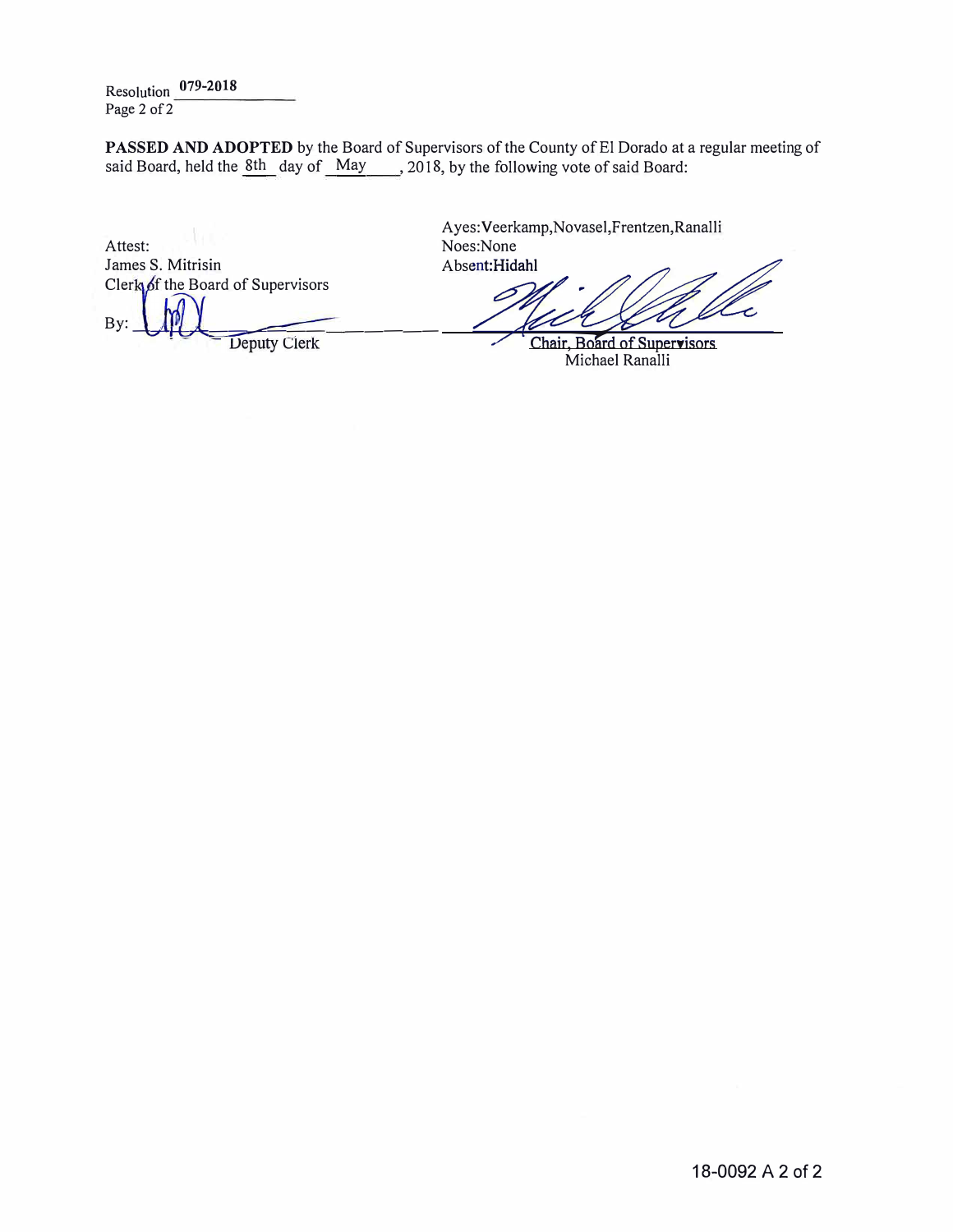Resolution 079-2018
Page 2 of 2

**PASSED AND ADOPTED** by the Board of Supervisors of the County of El Dorado at a regular meeting of said Board, held the 8th day of May, 2018, by the following vote of said Board:

Ayes: Veerkamp, Novasel, Frentzen, Ranalli
Noes: None
Absent: Hidahl

Attest:
James S. Mitrisin
Clerk of the Board of Supervisors

By: ____________________
Deputy Clerk

____________________
Chair, Board of Supervisors
Michael Ranalli

18-0092 A 2 of 2